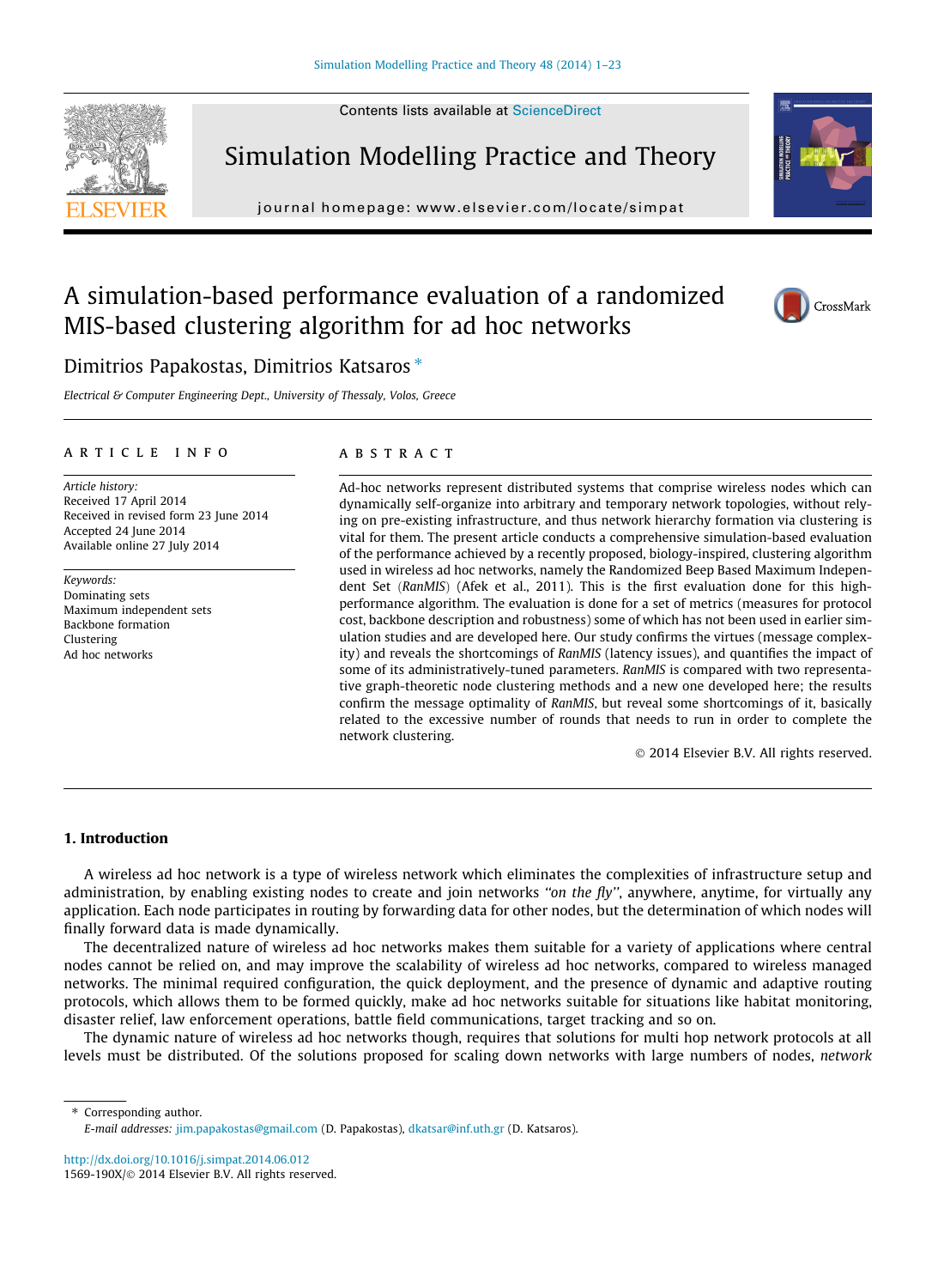# A simulation-based performance evaluation of a randomized MIS-based clustering algorithm for ad hoc networks

Dimitrios Papakostas, Dimitrios Katsaros *

*Electrical & Computer Engineering Dept., University of Thessaly, Volos, Greece*

## ARTICLE INFO

*Article history:*
Received 17 April 2014
Received in revised form 23 June 2014
Accepted 24 June 2014
Available online 27 July 2014

*Keywords:*
Dominating sets
Maximum independent sets
Backbone formation
Clustering
Ad hoc networks

## ABSTRACT

Ad-hoc networks represent distributed systems that comprise wireless nodes which can dynamically self-organize into arbitrary and temporary network topologies, without relying on pre-existing infrastructure, and thus network hierarchy formation via clustering is vital for them. The present article conducts a comprehensive simulation-based evaluation of the performance achieved by a recently proposed, biology-inspired, clustering algorithm used in wireless ad hoc networks, namely the Randomized Beep Based Maximum Independent Set (*RanMIS*) (Afek et al., 2011). This is the first evaluation done for this high-performance algorithm. The evaluation is done for a set of metrics (measures for protocol cost, backbone description and robustness) some of which has not been used in earlier simulation studies and are developed here. Our study confirms the virtues (message complexity) and reveals the shortcomings of *RanMIS* (latency issues), and quantifies the impact of some of its administratively-tuned parameters. *RanMIS* is compared with two representative graph-theoretic node clustering methods and a new one developed here; the results confirm the message optimality of *RanMIS*, but reveal some shortcomings of it, basically related to the excessive number of rounds that needs to run in order to complete the network clustering.

© 2014 Elsevier B.V. All rights reserved.

## 1. Introduction

A wireless ad hoc network is a type of wireless network which eliminates the complexities of infrastructure setup and administration, by enabling existing nodes to create and join networks *"on the fly"*, anywhere, anytime, for virtually any application. Each node participates in routing by forwarding data for other nodes, but the determination of which nodes will finally forward data is made dynamically.

The decentralized nature of wireless ad hoc networks makes them suitable for a variety of applications where central nodes cannot be relied on, and may improve the scalability of wireless ad hoc networks, compared to wireless managed networks. The minimal required configuration, the quick deployment, and the presence of dynamic and adaptive routing protocols, which allows them to be formed quickly, make ad hoc networks suitable for situations like habitat monitoring, disaster relief, law enforcement operations, battle field communications, target tracking and so on.

The dynamic nature of wireless ad hoc networks though, requires that solutions for multi hop network protocols at all levels must be distributed. Of the solutions proposed for scaling down networks with large numbers of nodes, *network*

---

* Corresponding author.
*E-mail addresses:* jim.papakostas@gmail.com (D. Papakostas), dkatsar@inf.uth.gr (D. Katsaros).

http://dx.doi.org/10.1016/j.simpat.2014.06.012
1569-190X/© 2014 Elsevier B.V. All rights reserved.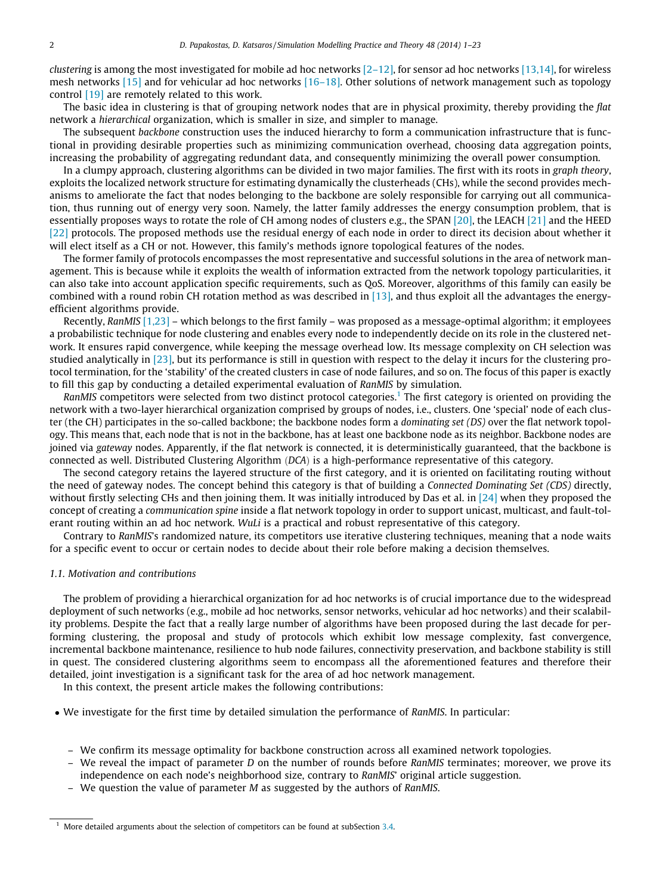*clustering* is among the most investigated for mobile ad hoc networks [2–12], for sensor ad hoc networks [13,14], for wireless mesh networks [15] and for vehicular ad hoc networks [16–18]. Other solutions of network management such as topology control [19] are remotely related to this work.

The basic idea in clustering is that of grouping network nodes that are in physical proximity, thereby providing the *flat* network a *hierarchical* organization, which is smaller in size, and simpler to manage.

The subsequent *backbone* construction uses the induced hierarchy to form a communication infrastructure that is functional in providing desirable properties such as minimizing communication overhead, choosing data aggregation points, increasing the probability of aggregating redundant data, and consequently minimizing the overall power consumption.

In a clumpy approach, clustering algorithms can be divided in two major families. The first with its roots in *graph theory*, exploits the localized network structure for estimating dynamically the clusterheads (CHs), while the second provides mechanisms to ameliorate the fact that nodes belonging to the backbone are solely responsible for carrying out all communication, thus running out of energy very soon. Namely, the latter family addresses the energy consumption problem, that is essentially proposes ways to rotate the role of CH among nodes of clusters e.g., the SPAN [20], the LEACH [21] and the HEED [22] protocols. The proposed methods use the residual energy of each node in order to direct its decision about whether it will elect itself as a CH or not. However, this family's methods ignore topological features of the nodes.

The former family of protocols encompasses the most representative and successful solutions in the area of network management. This is because while it exploits the wealth of information extracted from the network topology particularities, it can also take into account application specific requirements, such as QoS. Moreover, algorithms of this family can easily be combined with a round robin CH rotation method as was described in [13], and thus exploit all the advantages the energy-efficient algorithms provide.

Recently, *RanMIS* [1,23] – which belongs to the first family – was proposed as a message-optimal algorithm; it employees a probabilistic technique for node clustering and enables every node to independently decide on its role in the clustered network. It ensures rapid convergence, while keeping the message overhead low. Its message complexity on CH selection was studied analytically in [23], but its performance is still in question with respect to the delay it incurs for the clustering protocol termination, for the 'stability' of the created clusters in case of node failures, and so on. The focus of this paper is exactly to fill this gap by conducting a detailed experimental evaluation of *RanMIS* by simulation.

*RanMIS* competitors were selected from two distinct protocol categories.[1] The first category is oriented on providing the network with a two-layer hierarchical organization comprised by groups of nodes, i.e., clusters. One 'special' node of each cluster (the CH) participates in the so-called backbone; the backbone nodes form a *dominating set (DS)* over the flat network topology. This means that, each node that is not in the backbone, has at least one backbone node as its neighbor. Backbone nodes are joined via *gateway* nodes. Apparently, if the flat network is connected, it is deterministically guaranteed, that the backbone is connected as well. Distributed Clustering Algorithm (*DCA*) is a high-performance representative of this category.

The second category retains the layered structure of the first category, and it is oriented on facilitating routing without the need of gateway nodes. The concept behind this category is that of building a *Connected Dominating Set (CDS)* directly, without firstly selecting CHs and then joining them. It was initially introduced by Das et al. in [24] when they proposed the concept of creating a *communication spine* inside a flat network topology in order to support unicast, multicast, and fault-tolerant routing within an ad hoc network. *WuLi* is a practical and robust representative of this category.

Contrary to *RanMIS*'s randomized nature, its competitors use iterative clustering techniques, meaning that a node waits for a specific event to occur or certain nodes to decide about their role before making a decision themselves.

### 1.1. Motivation and contributions

The problem of providing a hierarchical organization for ad hoc networks is of crucial importance due to the widespread deployment of such networks (e.g., mobile ad hoc networks, sensor networks, vehicular ad hoc networks) and their scalability problems. Despite the fact that a really large number of algorithms have been proposed during the last decade for performing clustering, the proposal and study of protocols which exhibit low message complexity, fast convergence, incremental backbone maintenance, resilience to hub node failures, connectivity preservation, and backbone stability is still in quest. The considered clustering algorithms seem to encompass all the aforementioned features and therefore their detailed, joint investigation is a significant task for the area of ad hoc network management.

In this context, the present article makes the following contributions:

- We investigate for the first time by detailed simulation the performance of *RanMIS*. In particular:
  - We confirm its message optimality for backbone construction across all examined network topologies.
  - We reveal the impact of parameter $D$ on the number of rounds before *RanMIS* terminates; moreover, we prove its independence on each node's neighborhood size, contrary to *RanMIS*' original article suggestion.
  - We question the value of parameter $M$ as suggested by the authors of *RanMIS*.

[1] More detailed arguments about the selection of competitors can be found at subSection 3.4.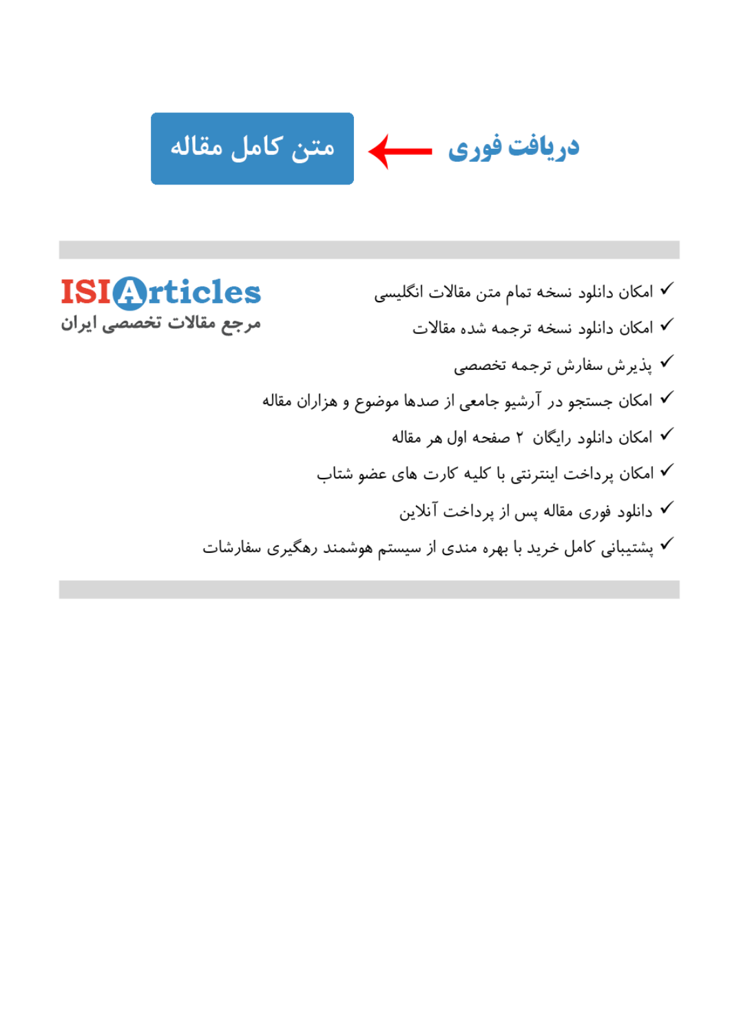دریافت فوری ← **متن کامل مقاله**

**ISIArticles**
مرجع مقالات تخصصی ایران

- ✓ امکان دانلود نسخه تمام متن مقالات انگلیسی
- ✓ امکان دانلود نسخه ترجمه شده مقالات
- ✓ پذیرش سفارش ترجمه تخصصی
- ✓ امکان جستجو در آرشیو جامعی از صدها موضوع و هزاران مقاله
- ✓ امکان دانلود رایگان ۲ صفحه اول هر مقاله
- ✓ امکان پرداخت اینترنتی با کلیه کارت های عضو شتاب
- ✓ دانلود فوری مقاله پس از پرداخت آنلاین
- ✓ پشتیبانی کامل خرید با بهره مندی از سیستم هوشمند رهگیری سفارشات